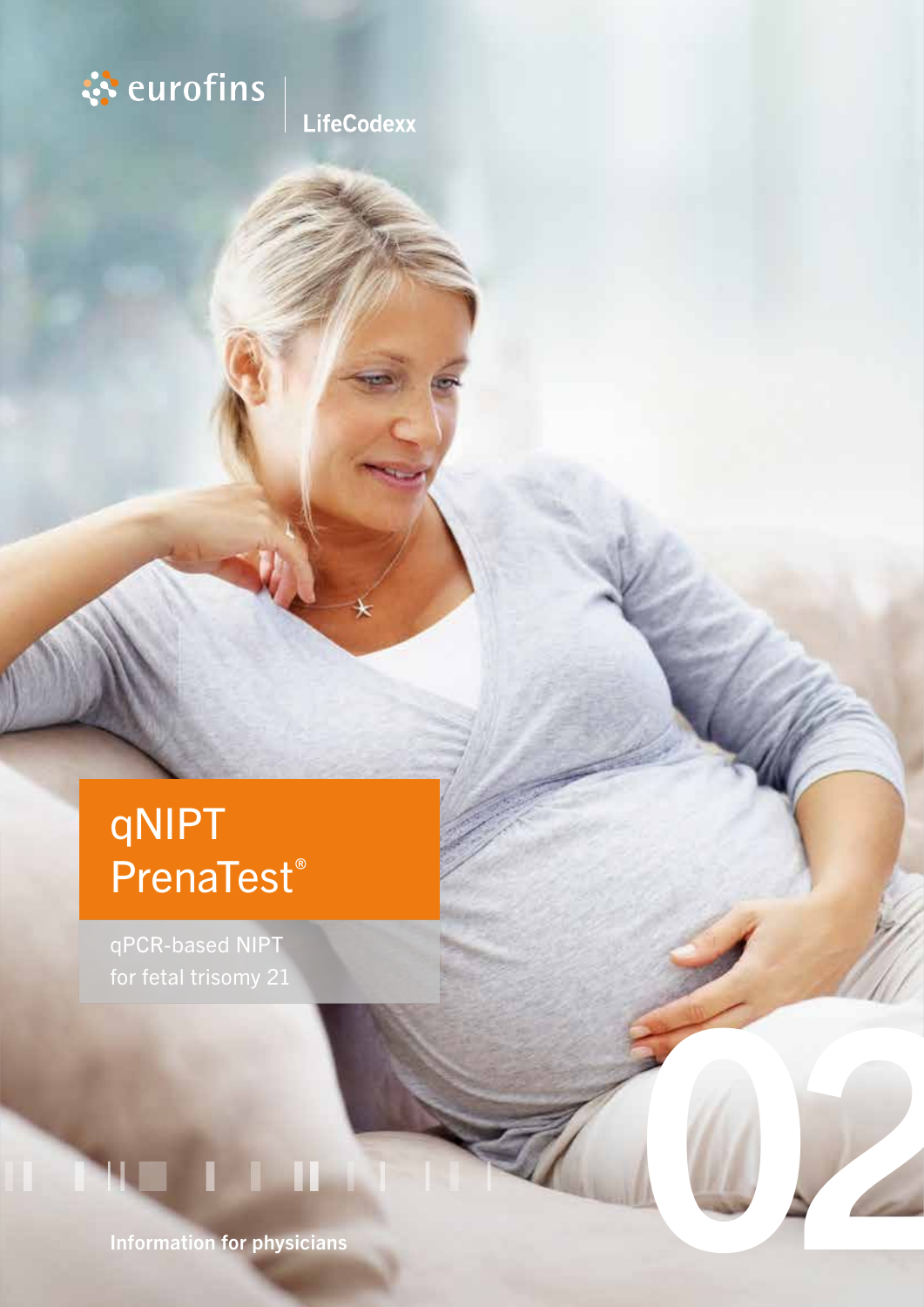eurofins | LifeCodexx

# qNIPT PrenaTest®

qPCR-based NIPT for fetal trisomy 21

02

Information for physicians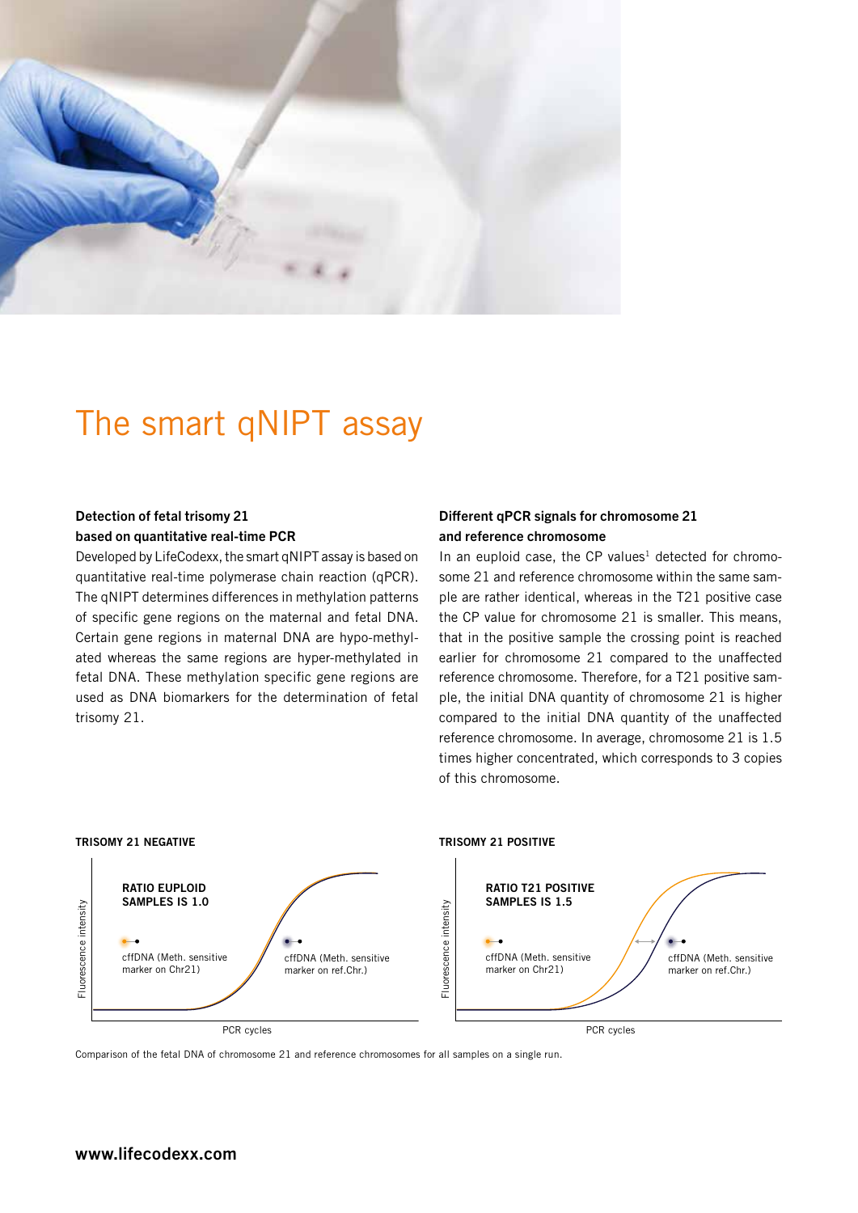// The smart qNIPT assay

# The smart qNIPT assay

### Detection of fetal trisomy 21 based on quantitative real-time PCR

Developed by LifeCodexx, the smart qNIPT assay is based on quantitative real-time polymerase chain reaction (qPCR). The qNIPT determines differences in methylation patterns of specific gene regions on the maternal and fetal DNA. Certain gene regions in maternal DNA are hypo-methylated whereas the same regions are hyper-methylated in fetal DNA. These methylation specific gene regions are used as DNA biomarkers for the determination of fetal trisomy 21.

### Different qPCR signals for chromosome 21 and reference chromosome

In an euploid case, the CP values[1] detected for chromosome 21 and reference chromosome within the same sample are rather identical, whereas in the T21 positive case the CP value for chromosome 21 is smaller. This means, that in the positive sample the crossing point is reached earlier for chromosome 21 compared to the unaffected reference chromosome. Therefore, for a T21 positive sample, the initial DNA quantity of chromosome 21 is higher compared to the initial DNA quantity of the unaffected reference chromosome. In average, chromosome 21 is 1.5 times higher concentrated, which corresponds to 3 copies of this chromosome.

**TRISOMY 21 NEGATIVE**

RATIO EUPLOID SAMPLES IS 1.0

cffDNA (Meth. sensitive marker on Chr21)

cffDNA (Meth. sensitive marker on ref.Chr.)

Fluorescence intensity / PCR cycles

**TRISOMY 21 POSITIVE**

RATIO T21 POSITIVE SAMPLES IS 1.5

cffDNA (Meth. sensitive marker on Chr21)

cffDNA (Meth. sensitive marker on ref.Chr.)

Fluorescence intensity / PCR cycles

Comparison of the fetal DNA of chromosome 21 and reference chromosomes for all samples on a single run.

**www.lifecodexx.com**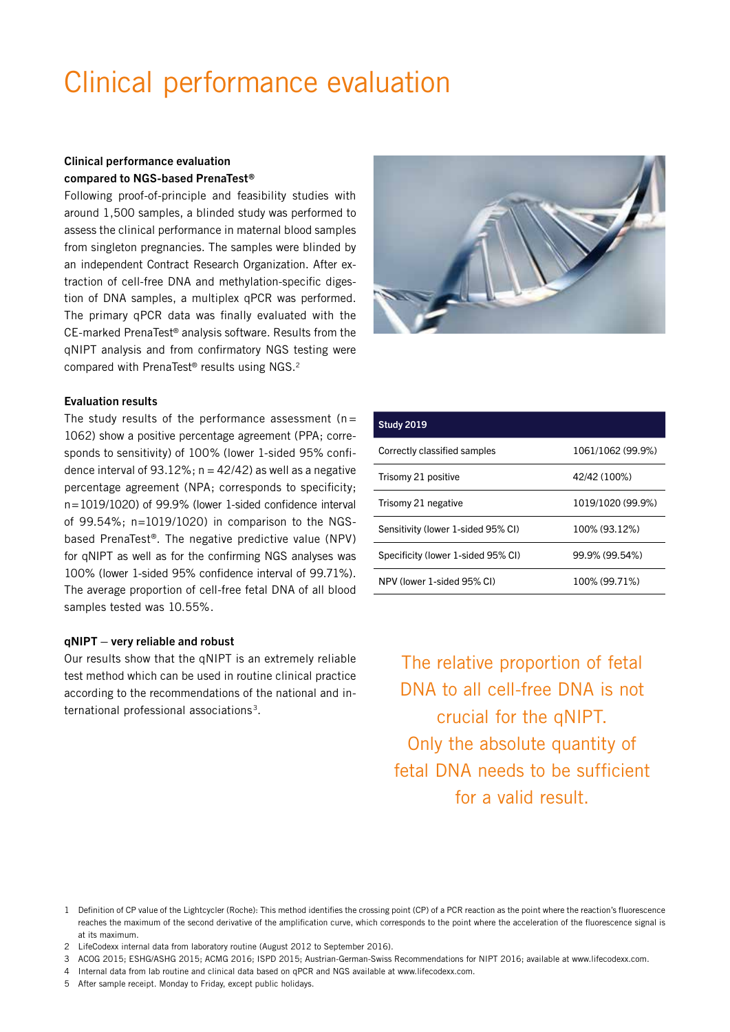# Clinical performance evaluation

**Clinical performance evaluation compared to NGS-based PrenaTest®**

Following proof-of-principle and feasibility studies with around 1,500 samples, a blinded study was performed to assess the clinical performance in maternal blood samples from singleton pregnancies. The samples were blinded by an independent Contract Research Organization. After extraction of cell-free DNA and methylation-specific digestion of DNA samples, a multiplex qPCR was performed. The primary qPCR data was finally evaluated with the CE-marked PrenaTest® analysis software. Results from the qNIPT analysis and from confirmatory NGS testing were compared with PrenaTest® results using NGS.[2]

**Evaluation results**

The study results of the performance assessment (n = 1062) show a positive percentage agreement (PPA; corresponds to sensitivity) of 100% (lower 1-sided 95% confidence interval of 93.12%; n = 42/42) as well as a negative percentage agreement (NPA; corresponds to specificity; n=1019/1020) of 99.9% (lower 1-sided confidence interval of 99.54%; n=1019/1020) in comparison to the NGS-based PrenaTest®. The negative predictive value (NPV) for qNIPT as well as for the confirming NGS analyses was 100% (lower 1-sided 95% confidence interval of 99.71%). The average proportion of cell-free fetal DNA of all blood samples tested was 10.55%.

| Study 2019 | |
|---|---|
| Correctly classified samples | 1061/1062 (99.9%) |
| Trisomy 21 positive | 42/42 (100%) |
| Trisomy 21 negative | 1019/1020 (99.9%) |
| Sensitivity (lower 1-sided 95% CI) | 100% (93.12%) |
| Specificity (lower 1-sided 95% CI) | 99.9% (99.54%) |
| NPV (lower 1-sided 95% CI) | 100% (99.71%) |

**qNIPT – very reliable and robust**

Our results show that the qNIPT is an extremely reliable test method which can be used in routine clinical practice according to the recommendations of the national and international professional associations[3].

The relative proportion of fetal DNA to all cell-free DNA is not crucial for the qNIPT. Only the absolute quantity of fetal DNA needs to be sufficient for a valid result.

1 Definition of CP value of the Lightcycler (Roche): This method identifies the crossing point (CP) of a PCR reaction as the point where the reaction's fluorescence reaches the maximum of the second derivative of the amplification curve, which corresponds to the point where the acceleration of the fluorescence signal is at its maximum.

2 LifeCodexx internal data from laboratory routine (August 2012 to September 2016).

3 ACOG 2015; ESHG/ASHG 2015; ACMG 2016; ISPD 2015; Austrian-German-Swiss Recommendations for NIPT 2016; available at www.lifecodexx.com.

4 Internal data from lab routine and clinical data based on qPCR and NGS available at www.lifecodexx.com.

5 After sample receipt. Monday to Friday, except public holidays.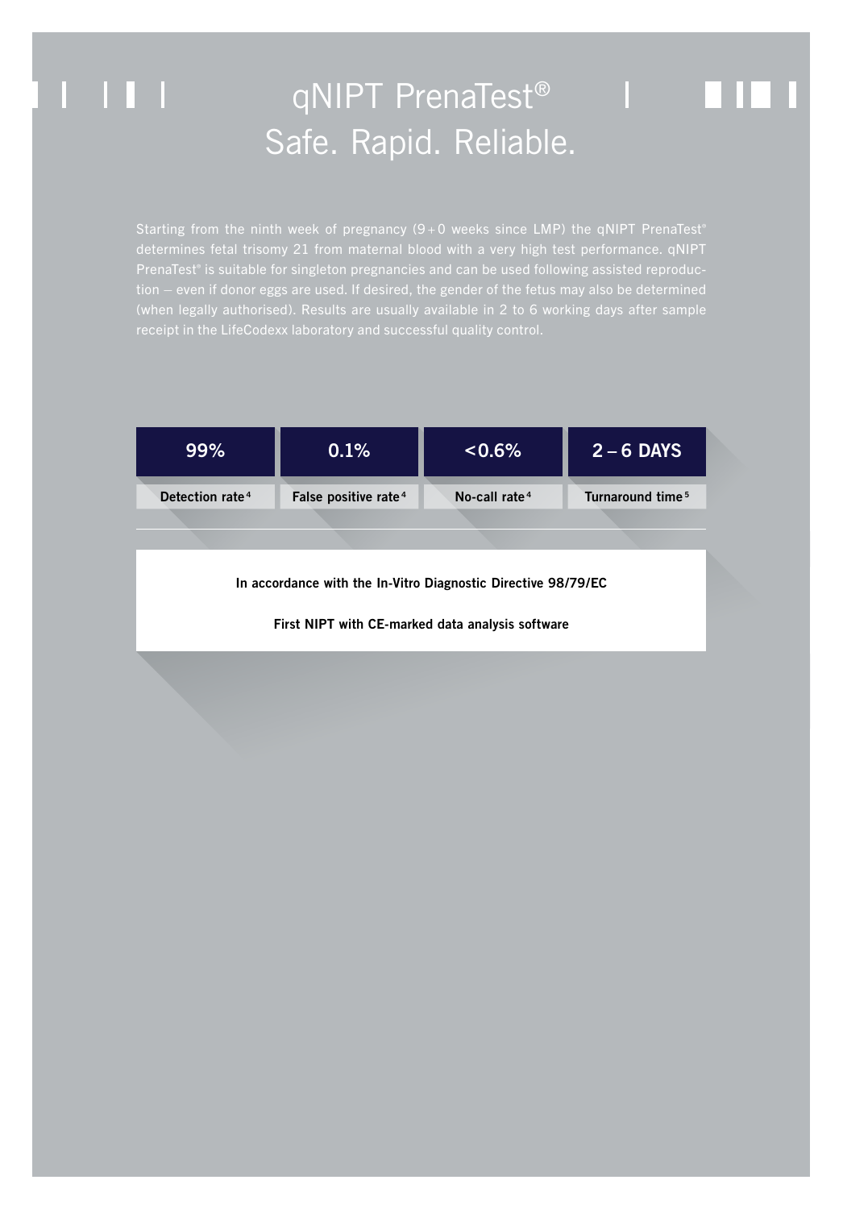# qNIPT PrenaTest®
# Safe. Rapid. Reliable.

Starting from the ninth week of pregnancy (9 + 0 weeks since LMP) the qNIPT PrenaTest® determines fetal trisomy 21 from maternal blood with a very high test performance. qNIPT PrenaTest® is suitable for singleton pregnancies and can be used following assisted reproduction – even if donor eggs are used. If desired, the gender of the fetus may also be determined (when legally authorised). Results are usually available in 2 to 6 working days after sample receipt in the LifeCodexx laboratory and successful quality control.

| 99% | 0.1% | <0.6% | 2 – 6 DAYS |
|---|---|---|---|
| Detection rate [4] | False positive rate [4] | No-call rate [4] | Turnaround time [5] |

**In accordance with the In-Vitro Diagnostic Directive 98/79/EC**

**First NIPT with CE-marked data analysis software**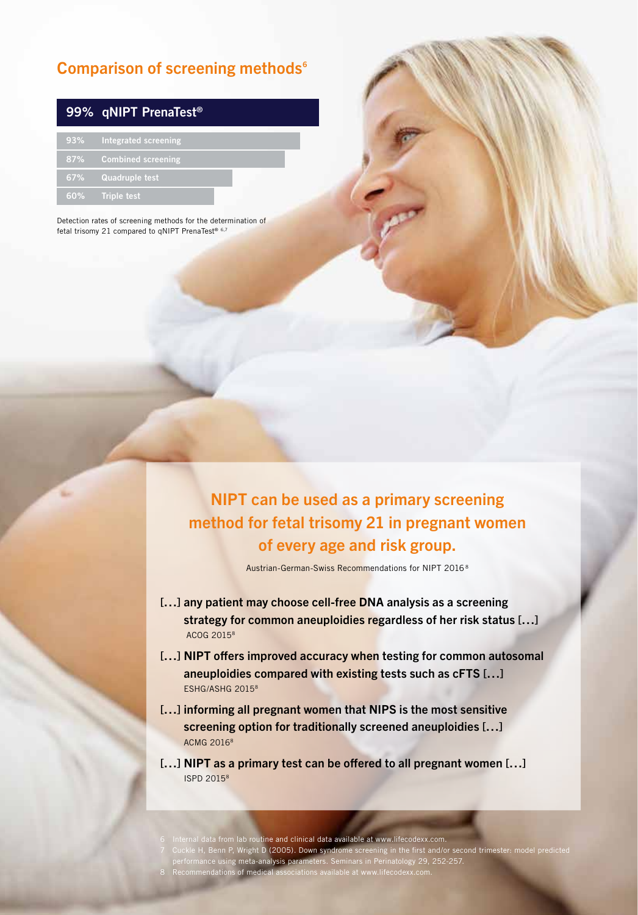## Comparison of screening methods[6]

| Detection rate | Screening method |
|---|---|
| 99% | qNIPT PrenaTest® |
| 93% | Integrated screening |
| 87% | Combined screening |
| 67% | Quadruple test |
| 60% | Triple test |

Detection rates of screening methods for the determination of fetal trisomy 21 compared to qNIPT PrenaTest® [6,7]

## NIPT can be used as a primary screening method for fetal trisomy 21 in pregnant women of every age and risk group.

Austrian-German-Swiss Recommendations for NIPT 2016[8]

**[…] any patient may choose cell-free DNA analysis as a screening strategy for common aneuploidies regardless of her risk status […]**
ACOG 2015[8]

**[…] NIPT offers improved accuracy when testing for common autosomal aneuploidies compared with existing tests such as cFTS […]**
ESHG/ASHG 2015[8]

**[…] informing all pregnant women that NIPS is the most sensitive screening option for traditionally screened aneuploidies […]**
ACMG 2016[8]

**[…] NIPT as a primary test can be offered to all pregnant women […]**
ISPD 2015[8]

6 Internal data from lab routine and clinical data available at www.lifecodexx.com.
7 Cuckle H, Benn P, Wright D (2005). Down syndrome screening in the first and/or second trimester: model predicted performance using meta-analysis parameters. Seminars in Perinatology 29, 252-257.
8 Recommendations of medical associations available at www.lifecodexx.com.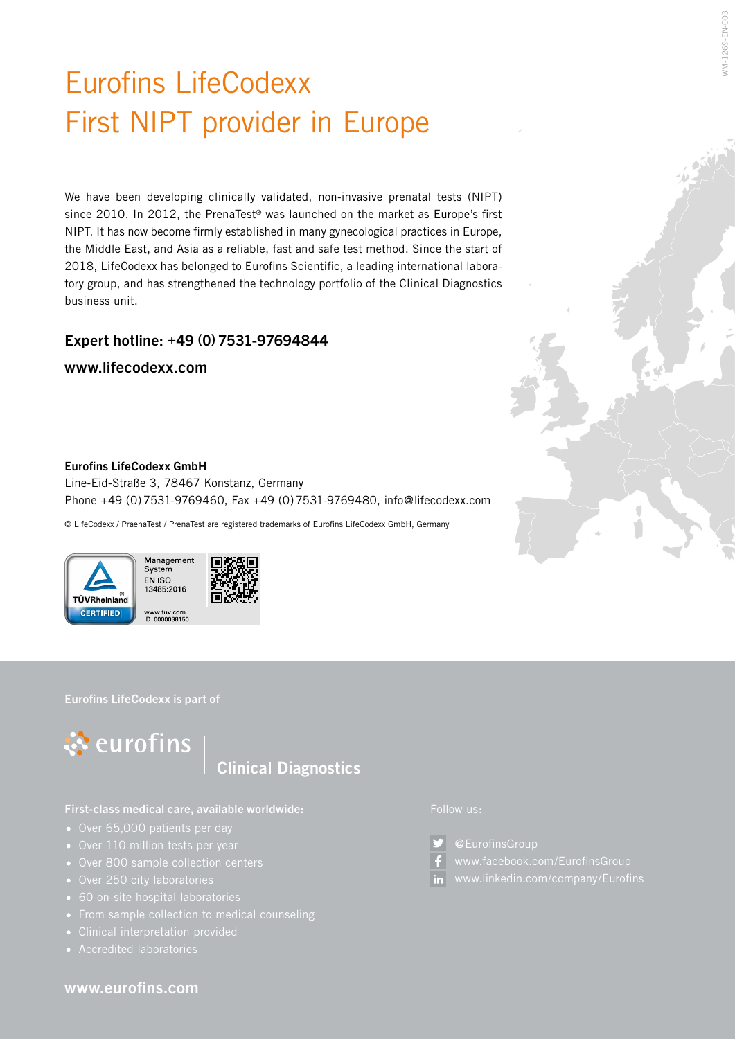# Eurofins LifeCodexx
# First NIPT provider in Europe

We have been developing clinically validated, non-invasive prenatal tests (NIPT) since 2010. In 2012, the PrenaTest® was launched on the market as Europe's first NIPT. It has now become firmly established in many gynecological practices in Europe, the Middle East, and Asia as a reliable, fast and safe test method. Since the start of 2018, LifeCodexx has belonged to Eurofins Scientific, a leading international laboratory group, and has strengthened the technology portfolio of the Clinical Diagnostics business unit.

**Expert hotline: +49 (0) 7531-97694844**

**www.lifecodexx.com**

**Eurofins LifeCodexx GmbH**
Line-Eid-Straße 3, 78467 Konstanz, Germany
Phone +49 (0) 7531-9769460, Fax +49 (0) 7531-9769480, info@lifecodexx.com

© LifeCodexx / PraenaTest / PrenaTest are registered trademarks of Eurofins LifeCodexx GmbH, Germany

TÜVRheinland® CERTIFIED
Management System
EN ISO 13485:2016
www.tuv.com
ID 0000038150

**Eurofins LifeCodexx is part of**

eurofins | **Clinical Diagnostics**

**First-class medical care, available worldwide:**

- Over 65,000 patients per day
- Over 110 million tests per year
- Over 800 sample collection centers
- Over 250 city laboratories
- 60 on-site hospital laboratories
- From sample collection to medical counseling
- Clinical interpretation provided
- Accredited laboratories

Follow us:

- @EurofinsGroup
- www.facebook.com/EurofinsGroup
- www.linkedin.com/company/Eurofins

**www.eurofins.com**

WM-1269-EN-003